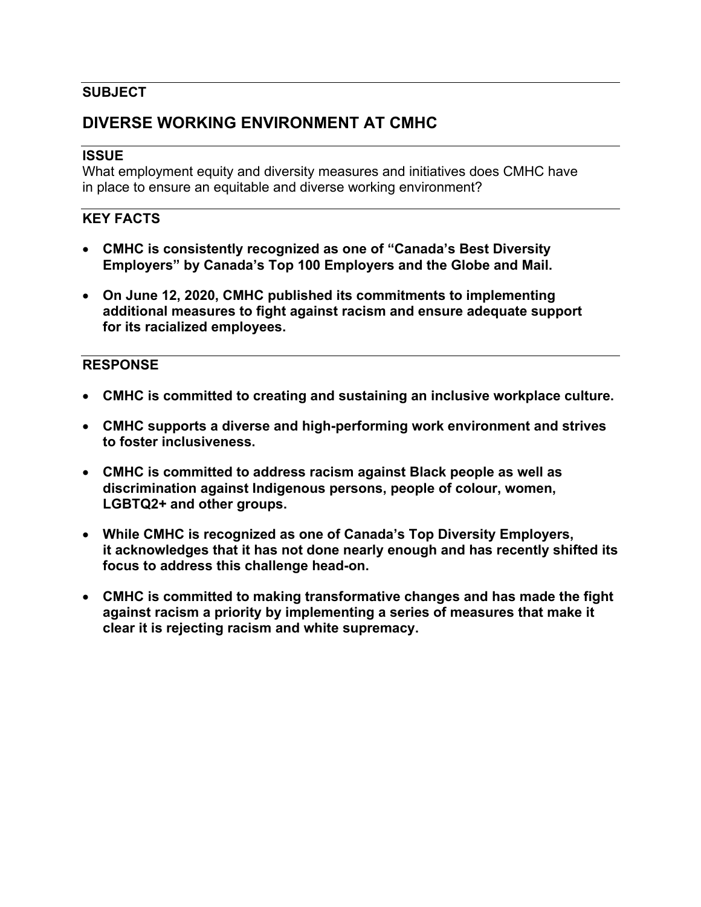**SUBJECT**

## DIVERSE WORKING ENVIRONMENT AT CMHC

**ISSUE**

What employment equity and diversity measures and initiatives does CMHC have in place to ensure an equitable and diverse working environment?

**KEY FACTS**

- **CMHC is consistently recognized as one of "Canada's Best Diversity Employers" by Canada's Top 100 Employers and the Globe and Mail.**
- **On June 12, 2020, CMHC published its commitments to implementing additional measures to fight against racism and ensure adequate support for its racialized employees.**

**RESPONSE**

- **CMHC is committed to creating and sustaining an inclusive workplace culture.**
- **CMHC supports a diverse and high-performing work environment and strives to foster inclusiveness.**
- **CMHC is committed to address racism against Black people as well as discrimination against Indigenous persons, people of colour, women, LGBTQ2+ and other groups.**
- **While CMHC is recognized as one of Canada's Top Diversity Employers, it acknowledges that it has not done nearly enough and has recently shifted its focus to address this challenge head-on.**
- **CMHC is committed to making transformative changes and has made the fight against racism a priority by implementing a series of measures that make it clear it is rejecting racism and white supremacy.**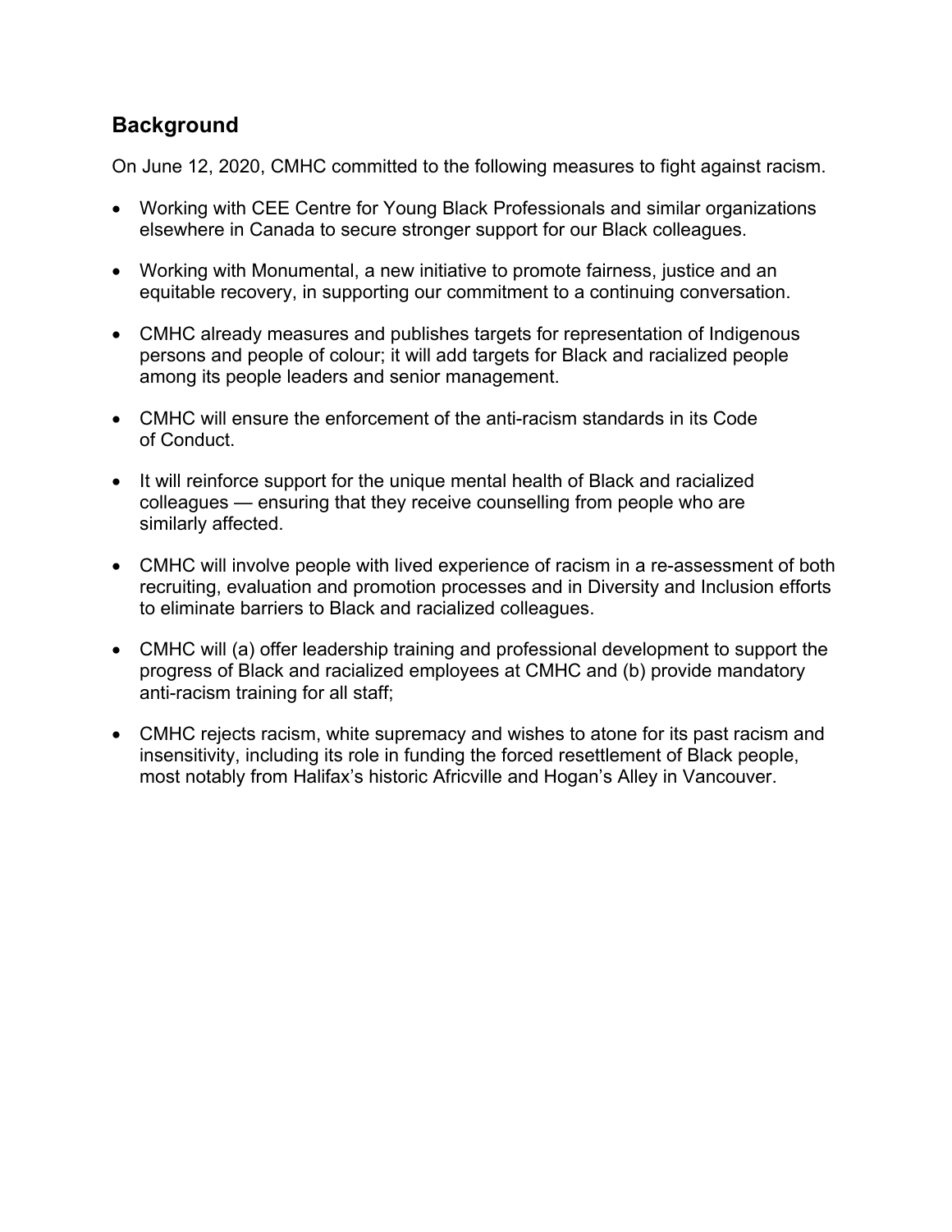## Background

On June 12, 2020, CMHC committed to the following measures to fight against racism.

- Working with CEE Centre for Young Black Professionals and similar organizations elsewhere in Canada to secure stronger support for our Black colleagues.
- Working with Monumental, a new initiative to promote fairness, justice and an equitable recovery, in supporting our commitment to a continuing conversation.
- CMHC already measures and publishes targets for representation of Indigenous persons and people of colour; it will add targets for Black and racialized people among its people leaders and senior management.
- CMHC will ensure the enforcement of the anti-racism standards in its Code of Conduct.
- It will reinforce support for the unique mental health of Black and racialized colleagues — ensuring that they receive counselling from people who are similarly affected.
- CMHC will involve people with lived experience of racism in a re-assessment of both recruiting, evaluation and promotion processes and in Diversity and Inclusion efforts to eliminate barriers to Black and racialized colleagues.
- CMHC will (a) offer leadership training and professional development to support the progress of Black and racialized employees at CMHC and (b) provide mandatory anti-racism training for all staff;
- CMHC rejects racism, white supremacy and wishes to atone for its past racism and insensitivity, including its role in funding the forced resettlement of Black people, most notably from Halifax's historic Africville and Hogan's Alley in Vancouver.